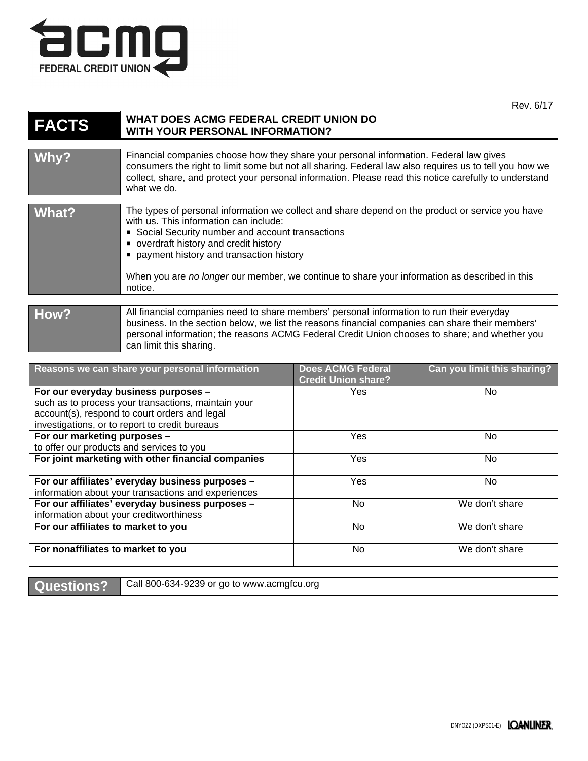ACMG FEDERAL CREDIT UNION

Rev. 6/17

# FACTS — WHAT DOES ACMG FEDERAL CREDIT UNION DO WITH YOUR PERSONAL INFORMATION?

## Why?

Financial companies choose how they share your personal information. Federal law gives consumers the right to limit some but not all sharing. Federal law also requires us to tell you how we collect, share, and protect your personal information. Please read this notice carefully to understand what we do.

## What?

The types of personal information we collect and share depend on the product or service you have with us. This information can include:

- Social Security number and account transactions
- overdraft history and credit history
- payment history and transaction history

When you are *no longer* our member, we continue to share your information as described in this notice.

## How?

All financial companies need to share members' personal information to run their everyday business. In the section below, we list the reasons financial companies can share their members' personal information; the reasons ACMG Federal Credit Union chooses to share; and whether you can limit this sharing.

| Reasons we can share your personal information | Does ACMG Federal Credit Union share? | Can you limit this sharing? |
|---|---|---|
| **For our everyday business purposes –** such as to process your transactions, maintain your account(s), respond to court orders and legal investigations, or to report to credit bureaus | Yes | No |
| **For our marketing purposes –** to offer our products and services to you | Yes | No |
| **For joint marketing with other financial companies** | Yes | No |
| **For our affiliates' everyday business purposes –** information about your transactions and experiences | Yes | No |
| **For our affiliates' everyday business purposes –** information about your creditworthiness | No | We don't share |
| **For our affiliates to market to you** | No | We don't share |
| **For nonaffiliates to market to you** | No | We don't share |

## Questions?

Call 800-634-9239 or go to www.acmgfcu.org

DNYOZ2 (DXPS01-E) LOANLINER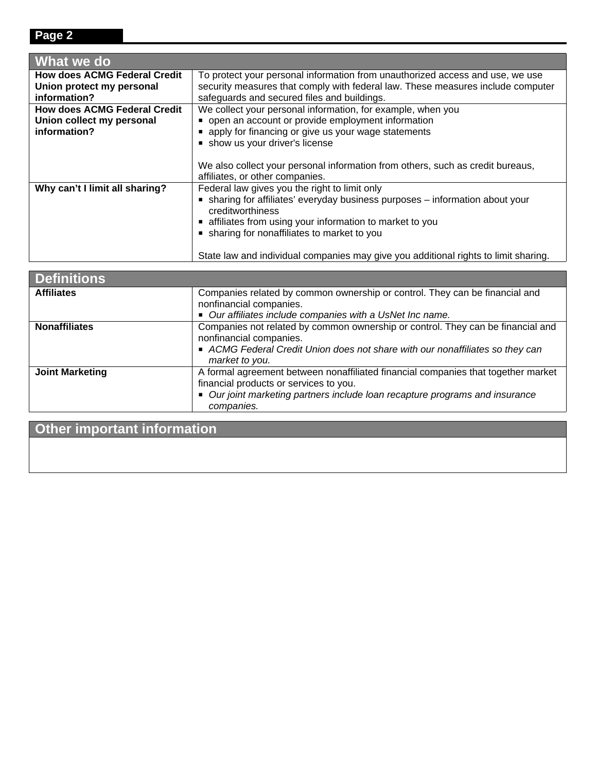| What we do | |
|---|---|
| **How does ACMG Federal Credit Union protect my personal information?** | To protect your personal information from unauthorized access and use, we use security measures that comply with federal law. These measures include computer safeguards and secured files and buildings. |
| **How does ACMG Federal Credit Union collect my personal information?** | We collect your personal information, for example, when you<br>▪ open an account or provide employment information<br>▪ apply for financing or give us your wage statements<br>▪ show us your driver's license<br><br>We also collect your personal information from others, such as credit bureaus, affiliates, or other companies. |
| **Why can't I limit all sharing?** | Federal law gives you the right to limit only<br>▪ sharing for affiliates' everyday business purposes – information about your creditworthiness<br>▪ affiliates from using your information to market to you<br>▪ sharing for nonaffiliates to market to you<br><br>State law and individual companies may give you additional rights to limit sharing. |

| Definitions | |
|---|---|
| **Affiliates** | Companies related by common ownership or control. They can be financial and nonfinancial companies.<br>▪ *Our affiliates include companies with a UsNet Inc name.* |
| **Nonaffiliates** | Companies not related by common ownership or control. They can be financial and nonfinancial companies.<br>▪ *ACMG Federal Credit Union does not share with our nonaffiliates so they can market to you.* |
| **Joint Marketing** | A formal agreement between nonaffiliated financial companies that together market financial products or services to you.<br>▪ *Our joint marketing partners include loan recapture programs and insurance companies.* |

| Other important information |
|---|
| |